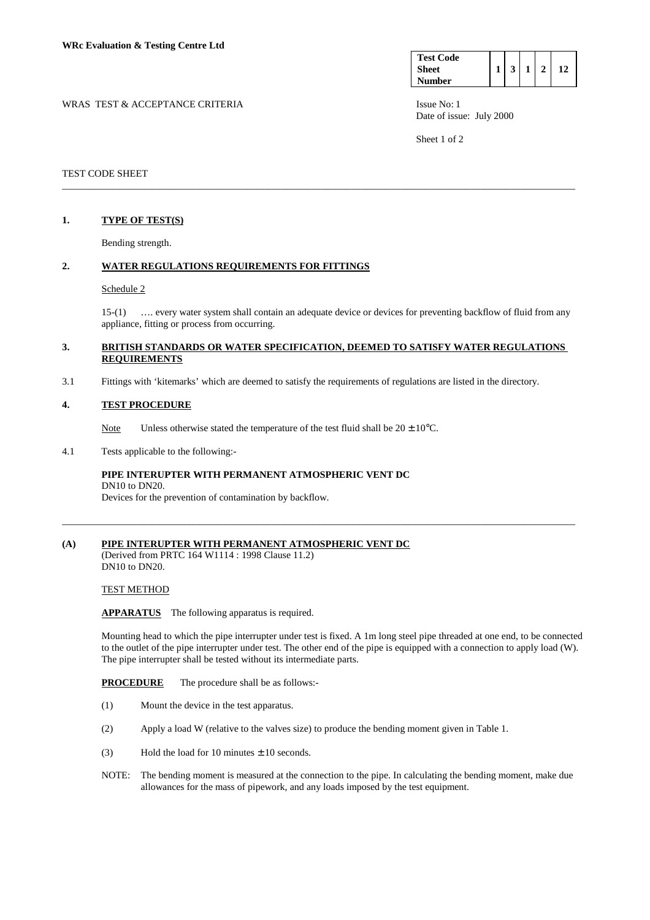**WRc Evaluation & Testing Centre Ltd**

| Test Code Sheet Number | 1 | 3 | 1 | 2 | 12 |
|---|---|---|---|---|---|

WRAS TEST & ACCEPTANCE CRITERIA

Issue No: 1
Date of issue: July 2000

TEST CODE SHEET

---

## 1. TYPE OF TEST(S)

Bending strength.

## 2. WATER REGULATIONS REQUIREMENTS FOR FITTINGS

Schedule 2

15-(1) …. every water system shall contain an adequate device or devices for preventing backflow of fluid from any appliance, fitting or process from occurring.

## 3. BRITISH STANDARDS OR WATER SPECIFICATION, DEEMED TO SATISFY WATER REGULATIONS REQUIREMENTS

3.1 Fittings with 'kitemarks' which are deemed to satisfy the requirements of regulations are listed in the directory.

## 4. TEST PROCEDURE

Note Unless otherwise stated the temperature of the test fluid shall be 20 ± 10°C.

4.1 Tests applicable to the following:-

**PIPE INTERUPTER WITH PERMANENT ATMOSPHERIC VENT DC**
DN10 to DN20.
Devices for the prevention of contamination by backflow.

---

## (A) PIPE INTERUPTER WITH PERMANENT ATMOSPHERIC VENT DC

(Derived from PRTC 164 W1114 : 1998 Clause 11.2)
DN10 to DN20.

TEST METHOD

**APPARATUS** The following apparatus is required.

Mounting head to which the pipe interrupter under test is fixed. A 1m long steel pipe threaded at one end, to be connected to the outlet of the pipe interrupter under test. The other end of the pipe is equipped with a connection to apply load (W). The pipe interrupter shall be tested without its intermediate parts.

**PROCEDURE** The procedure shall be as follows:-

(1) Mount the device in the test apparatus.

(2) Apply a load W (relative to the valves size) to produce the bending moment given in Table 1.

(3) Hold the load for 10 minutes ± 10 seconds.

NOTE: The bending moment is measured at the connection to the pipe. In calculating the bending moment, make due allowances for the mass of pipework, and any loads imposed by the test equipment.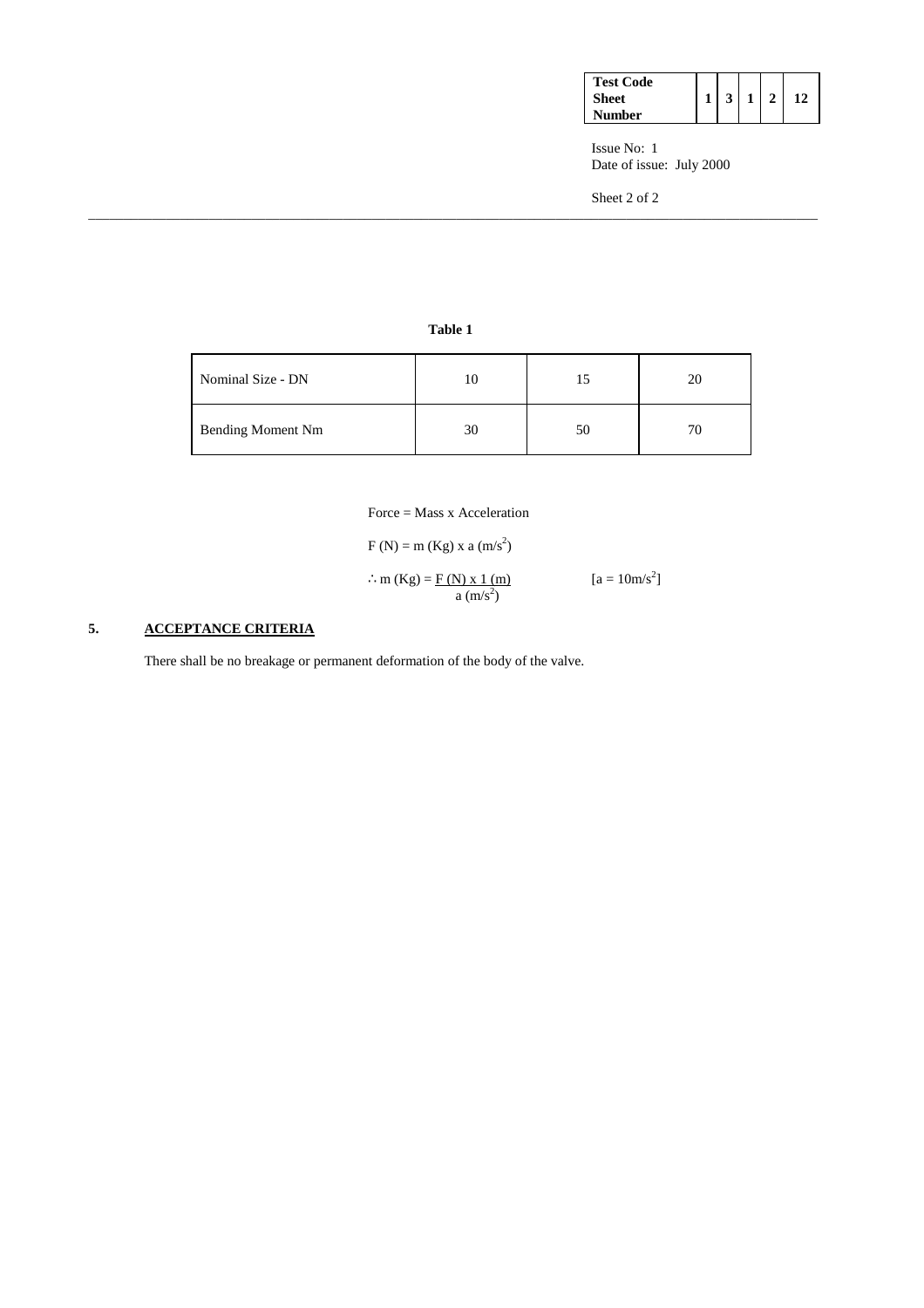**Table 1**

| Nominal Size - DN | 10 | 15 | 20 |
| --- | --- | --- | --- |
| Bending Moment Nm | 30 | 50 | 70 |

Force = Mass x Acceleration

$F\ (N) = m\ (Kg) \times a\ (m/s^2)$

$\therefore m\ (Kg) = \dfrac{F\ (N) \times 1\ (m)}{a\ (m/s^2)}$ $[a = 10m/s^2]$

## 5. ACCEPTANCE CRITERIA

There shall be no breakage or permanent deformation of the body of the valve.